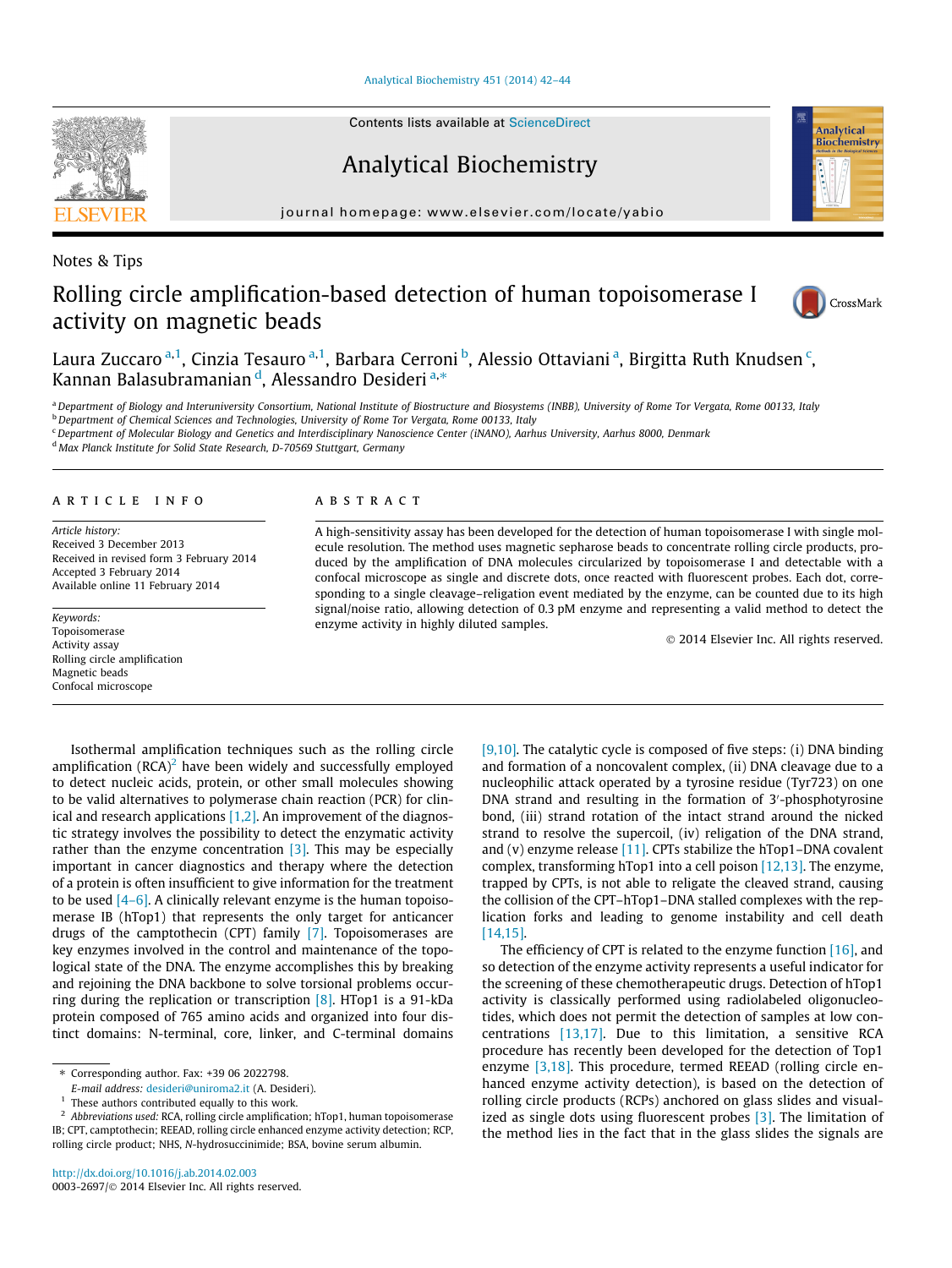Notes & Tips

# Rolling circle amplification-based detection of human topoisomerase I activity on magnetic beads

Laura Zuccaro [a,1], Cinzia Tesauro [a,1], Barbara Cerroni [b], Alessio Ottaviani [a], Birgitta Ruth Knudsen [c], Kannan Balasubramanian [d], Alessandro Desideri [a,*]

[a] Department of Biology and Interuniversity Consortium, National Institute of Biostructure and Biosystems (INBB), University of Rome Tor Vergata, Rome 00133, Italy
[b] Department of Chemical Sciences and Technologies, University of Rome Tor Vergata, Rome 00133, Italy
[c] Department of Molecular Biology and Genetics and Interdisciplinary Nanoscience Center (iNANO), Aarhus University, Aarhus 8000, Denmark
[d] Max Planck Institute for Solid State Research, D-70569 Stuttgart, Germany

## ARTICLE INFO

*Article history:*
Received 3 December 2013
Received in revised form 3 February 2014
Accepted 3 February 2014
Available online 11 February 2014

*Keywords:*
Topoisomerase
Activity assay
Rolling circle amplification
Magnetic beads
Confocal microscope

## ABSTRACT

A high-sensitivity assay has been developed for the detection of human topoisomerase I with single molecule resolution. The method uses magnetic sepharose beads to concentrate rolling circle products, produced by the amplification of DNA molecules circularized by topoisomerase I and detectable with a confocal microscope as single and discrete dots, once reacted with fluorescent probes. Each dot, corresponding to a single cleavage–religation event mediated by the enzyme, can be counted due to its high signal/noise ratio, allowing detection of 0.3 pM enzyme and representing a valid method to detect the enzyme activity in highly diluted samples.

© 2014 Elsevier Inc. All rights reserved.

Isothermal amplification techniques such as the rolling circle amplification (RCA)[2] have been widely and successfully employed to detect nucleic acids, protein, or other small molecules showing to be valid alternatives to polymerase chain reaction (PCR) for clinical and research applications [1,2]. An improvement of the diagnostic strategy involves the possibility to detect the enzymatic activity rather than the enzyme concentration [3]. This may be especially important in cancer diagnostics and therapy where the detection of a protein is often insufficient to give information for the treatment to be used [4–6]. A clinically relevant enzyme is the human topoisomerase IB (hTop1) that represents the only target for anticancer drugs of the camptothecin (CPT) family [7]. Topoisomerases are key enzymes involved in the control and maintenance of the topological state of the DNA. The enzyme accomplishes this by breaking and rejoining the DNA backbone to solve torsional problems occurring during the replication or transcription [8]. HTop1 is a 91-kDa protein composed of 765 amino acids and organized into four distinct domains: N-terminal, core, linker, and C-terminal domains [9,10]. The catalytic cycle is composed of five steps: (i) DNA binding and formation of a noncovalent complex, (ii) DNA cleavage due to a nucleophilic attack operated by a tyrosine residue (Tyr723) on one DNA strand and resulting in the formation of 3′-phosphotyrosine bond, (iii) strand rotation of the intact strand around the nicked strand to resolve the supercoil, (iv) religation of the DNA strand, and (v) enzyme release [11]. CPTs stabilize the hTop1–DNA covalent complex, transforming hTop1 into a cell poison [12,13]. The enzyme, trapped by CPTs, is not able to religate the cleaved strand, causing the collision of the CPT–hTop1–DNA stalled complexes with the replication forks and leading to genome instability and cell death [14,15].

The efficiency of CPT is related to the enzyme function [16], and so detection of the enzyme activity represents a useful indicator for the screening of these chemotherapeutic drugs. Detection of hTop1 activity is classically performed using radiolabeled oligonucleotides, which does not permit the detection of samples at low concentrations [13,17]. Due to this limitation, a sensitive RCA procedure has recently been developed for the detection of Top1 enzyme [3,18]. This procedure, termed REEAD (rolling circle enhanced enzyme activity detection), is based on the detection of rolling circle products (RCPs) anchored on glass slides and visualized as single dots using fluorescent probes [3]. The limitation of the method lies in the fact that in the glass slides the signals are

* Corresponding author. Fax: +39 06 2022798.
E-mail address: desideri@uniroma2.it (A. Desideri).
[1] These authors contributed equally to this work.
[2] *Abbreviations used:* RCA, rolling circle amplification; hTop1, human topoisomerase IB; CPT, camptothecin; REEAD, rolling circle enhanced enzyme activity detection; RCP, rolling circle product; NHS, N-hydrosuccinimide; BSA, bovine serum albumin.

http://dx.doi.org/10.1016/j.ab.2014.02.003
0003-2697/© 2014 Elsevier Inc. All rights reserved.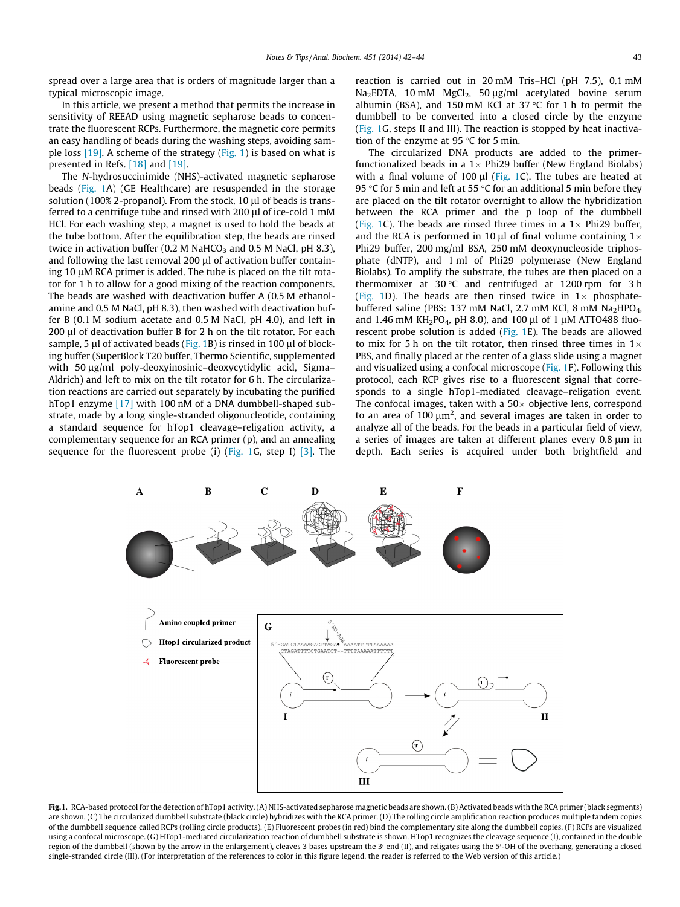spread over a large area that is orders of magnitude larger than a typical microscopic image.

In this article, we present a method that permits the increase in sensitivity of REEAD using magnetic sepharose beads to concentrate the fluorescent RCPs. Furthermore, the magnetic core permits an easy handling of beads during the washing steps, avoiding sample loss [19]. A scheme of the strategy (Fig. 1) is based on what is presented in Refs. [18] and [19].

The *N*-hydrosuccinimide (NHS)-activated magnetic sepharose beads (Fig. 1A) (GE Healthcare) are resuspended in the storage solution (100% 2-propanol). From the stock, 10 µl of beads is transferred to a centrifuge tube and rinsed with 200 µl of ice-cold 1 mM HCl. For each washing step, a magnet is used to hold the beads at the tube bottom. After the equilibration step, the beads are rinsed twice in activation buffer (0.2 M $NaHCO_3$ and 0.5 M NaCl, pH 8.3), and following the last removal 200 µl of activation buffer containing 10 µM RCA primer is added. The tube is placed on the tilt rotator for 1 h to allow for a good mixing of the reaction components. The beads are washed with deactivation buffer A (0.5 M ethanolamine and 0.5 M NaCl, pH 8.3), then washed with deactivation buffer B (0.1 M sodium acetate and 0.5 M NaCl, pH 4.0), and left in 200 µl of deactivation buffer B for 2 h on the tilt rotator. For each sample, 5 µl of activated beads (Fig. 1B) is rinsed in 100 µl of blocking buffer (SuperBlock T20 buffer, Thermo Scientific, supplemented with 50 µg/ml poly-deoxyinosinic–deoxycytidylic acid, Sigma–Aldrich) and left to mix on the tilt rotator for 6 h. The circularization reactions are carried out separately by incubating the purified hTop1 enzyme [17] with 100 nM of a DNA dumbbell-shaped substrate, made by a long single-stranded oligonucleotide, containing a standard sequence for hTop1 cleavage–religation activity, a complementary sequence for an RCA primer (p), and an annealing sequence for the fluorescent probe (i) (Fig. 1G, step I) [3]. The reaction is carried out in 20 mM Tris–HCl (pH 7.5), 0.1 mM $Na_2EDTA$, 10 mM $MgCl_2$, 50 µg/ml acetylated bovine serum albumin (BSA), and 150 mM KCl at 37 °C for 1 h to permit the dumbbell to be converted into a closed circle by the enzyme (Fig. 1G, steps II and III). The reaction is stopped by heat inactivation of the enzyme at 95 °C for 5 min.

The circularized DNA products are added to the primer-functionalized beads in a 1× Phi29 buffer (New England Biolabs) with a final volume of 100 µl (Fig. 1C). The tubes are heated at 95 °C for 5 min and left at 55 °C for an additional 5 min before they are placed on the tilt rotator overnight to allow the hybridization between the RCA primer and the p loop of the dumbbell (Fig. 1C). The beads are rinsed three times in a 1× Phi29 buffer, and the RCA is performed in 10 µl of final volume containing 1× Phi29 buffer, 200 mg/ml BSA, 250 mM deoxynucleoside triphosphate (dNTP), and 1 ml of Phi29 polymerase (New England Biolabs). To amplify the substrate, the tubes are then placed on a thermomixer at 30 °C and centrifuged at 1200 rpm for 3 h (Fig. 1D). The beads are then rinsed twice in 1× phosphate-buffered saline (PBS: 137 mM NaCl, 2.7 mM KCl, 8 mM $Na_2HPO_4$, and 1.46 mM $KH_2PO_4$, pH 8.0), and 100 µl of 1 µM ATTO488 fluorescent probe solution is added (Fig. 1E). The beads are allowed to mix for 5 h on the tilt rotator, then rinsed three times in 1× PBS, and finally placed at the center of a glass slide using a magnet and visualized using a confocal microscope (Fig. 1F). Following this protocol, each RCP gives rise to a fluorescent signal that corresponds to a single hTop1-mediated cleavage–religation event. The confocal images, taken with a 50× objective lens, correspond to an area of 100 µm$^2$, and several images are taken in order to analyze all of the beads. For the beads in a particular field of view, a series of images are taken at different planes every 0.8 µm in depth. Each series is acquired under both brightfield and

**Fig. 1.** RCA-based protocol for the detection of hTop1 activity. (A) NHS-activated sepharose magnetic beads are shown. (B) Activated beads with the RCA primer (black segments) are shown. (C) The circularized dumbbell substrate (black circle) hybridizes with the RCA primer. (D) The rolling circle amplification reaction produces multiple tandem copies of the dumbbell sequence called RCPs (rolling circle products). (E) Fluorescent probes (in red) bind the complementary site along the dumbbell copies. (F) RCPs are visualized using a confocal microscope. (G) HTop1-mediated circularization reaction of dumbbell substrate is shown. HTop1 recognizes the cleavage sequence (I), contained in the double region of the dumbbell (shown by the arrow in the enlargement), cleaves 3 bases upstream the 3′ end (II), and religates using the 5′-OH of the overhang, generating a closed single-stranded circle (III). (For interpretation of the references to color in this figure legend, the reader is referred to the Web version of this article.)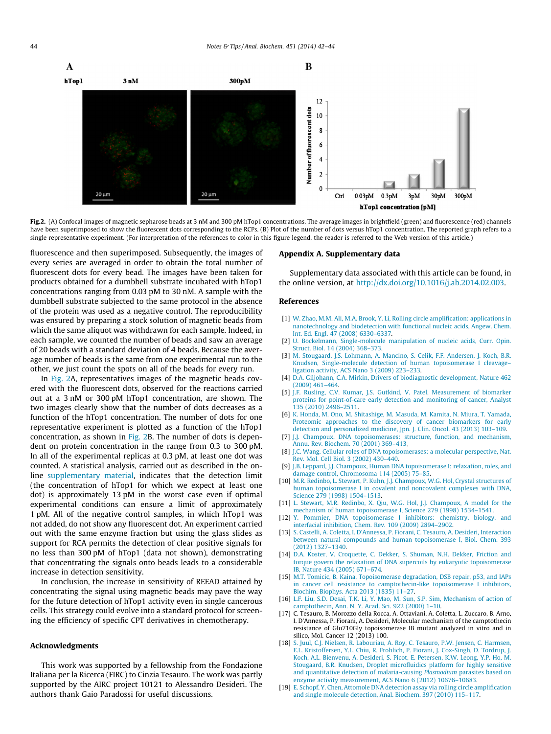A

hTop1 3 nM 300pM

20 µm

20 µm

B

12
10
8
6
4
2
0

Number of fluorescent dots

Ctrl 0.03pM 0.3pM 3pM 30pM 300pM

hTop1 concentration [pM]

**Fig.2.** (A) Confocal images of magnetic sepharose beads at 3 nM and 300 pM hTop1 concentrations. The average images in brightfield (green) and fluorescence (red) channels have been superimposed to show the fluorescent dots corresponding to the RCPs. (B) Plot of the number of dots versus hTop1 concentration. The reported graph refers to a single representative experiment. (For interpretation of the references to color in this figure legend, the reader is referred to the Web version of this article.)

fluorescence and then superimposed. Subsequently, the images of every series are averaged in order to obtain the total number of fluorescent dots for every bead. The images have been taken for products obtained for a dumbbell substrate incubated with hTop1 concentrations ranging from 0.03 pM to 30 nM. A sample with the dumbbell substrate subjected to the same protocol in the absence of the protein was used as a negative control. The reproducibility was ensured by preparing a stock solution of magnetic beads from which the same aliquot was withdrawn for each sample. Indeed, in each sample, we counted the number of beads and saw an average of 20 beads with a standard deviation of 4 beads. Because the average number of beads is the same from one experimental run to the other, we just count the spots on all of the beads for every run.

In Fig. 2A, representatives images of the magnetic beads covered with the fluorescent dots, observed for the reactions carried out at a 3 nM or 300 pM hTop1 concentration, are shown. The two images clearly show that the number of dots decreases as a function of the hTop1 concentration. The number of dots for one representative experiment is plotted as a function of the hTop1 concentration, as shown in Fig. 2B. The number of dots is dependent on protein concentration in the range from 0.3 to 300 pM. In all of the experimental replicas at 0.3 pM, at least one dot was counted. A statistical analysis, carried out as described in the online supplementary material, indicates that the detection limit (the concentration of hTop1 for which we expect at least one dot) is approximately 13 pM in the worst case even if optimal experimental conditions can ensure a limit of approximately 1 pM. All of the negative control samples, in which hTop1 was not added, do not show any fluorescent dot. An experiment carried out with the same enzyme fraction but using the glass slides as support for RCA permits the detection of clear positive signals for no less than 300 pM of hTop1 (data not shown), demonstrating that concentrating the signals onto beads leads to a considerable increase in detection sensitivity.

In conclusion, the increase in sensitivity of REEAD attained by concentrating the signal using magnetic beads may pave the way for the future detection of hTop1 activity even in single cancerous cells. This strategy could evolve into a standard protocol for screening the efficiency of specific CPT derivatives in chemotherapy.

## Acknowledgments

This work was supported by a fellowship from the Fondazione Italiana per la Ricerca (FIRC) to Cinzia Tesauro. The work was partly supported by the AIRC project 10121 to Alessandro Desideri. The authors thank Gaio Paradossi for useful discussions.

## Appendix A. Supplementary data

Supplementary data associated with this article can be found, in the online version, at http://dx.doi.org/10.1016/j.ab.2014.02.003.

## References

[1] W. Zhao, M.M. Ali, M.A. Brook, Y. Li, Rolling circle amplification: applications in nanotechnology and biodetection with functional nucleic acids, Angew. Chem. Int. Ed. Engl. 47 (2008) 6330–6337.

[2] U. Bockelmann, Single-molecule manipulation of nucleic acids, Curr. Opin. Struct. Biol. 14 (2004) 368–373.

[3] M. Stougaard, J.S. Lohmann, A. Mancino, S. Celik, F.F. Andersen, J. Koch, B.R. Knudsen, Single-molecule detection of human topoisomerase I cleavage–ligation activity, ACS Nano 3 (2009) 223–233.

[4] D.A. Giljohann, C.A. Mirkin, Drivers of biodiagnostic development, Nature 462 (2009) 461–464.

[5] J.F. Rusling, C.V. Kumar, J.S. Gutkind, V. Patel, Measurement of biomarker proteins for point-of-care early detection and monitoring of cancer, Analyst 135 (2010) 2496–2511.

[6] K. Honda, M. Ono, M. Shitashige, M. Masuda, M. Kamita, N. Miura, T. Yamada, Proteomic approaches to the discovery of cancer biomarkers for early detection and personalized medicine, Jpn. J. Clin. Oncol. 43 (2013) 103–109.

[7] J.J. Champoux, DNA topoisomerases: structure, function, and mechanism, Annu. Rev. Biochem. 70 (2001) 369–413.

[8] J.C. Wang, Cellular roles of DNA topoisomerases: a molecular perspective, Nat. Rev. Mol. Cell Biol. 3 (2002) 430–440.

[9] J.B. Leppard, J.J. Champoux, Human DNA topoisomerase I: relaxation, roles, and damage control, Chromosoma 114 (2005) 75–85.

[10] M.R. Redinbo, L. Stewart, P. Kuhn, J.J. Champoux, W.G. Hol, Crystal structures of human topoisomerase I in covalent and noncovalent complexes with DNA, Science 279 (1998) 1504–1513.

[11] L. Stewart, M.R. Redinbo, X. Qiu, W.G. Hol, J.J. Champoux, A model for the mechanism of human topoisomerase I, Science 279 (1998) 1534–1541.

[12] Y. Pommier, DNA topoisomerase I inhibitors: chemistry, biology, and interfacial inhibition, Chem. Rev. 109 (2009) 2894–2902.

[13] S. Castelli, A. Coletta, I. D'Annessa, P. Fiorani, C. Tesauro, A. Desideri, Interaction between natural compounds and human topoisomerase I, Biol. Chem. 393 (2012) 1327–1340.

[14] D.A. Koster, V. Croquette, C. Dekker, S. Shuman, N.H. Dekker, Friction and torque govern the relaxation of DNA supercoils by eukaryotic topoisomerase IB, Nature 434 (2005) 671–674.

[15] M.T. Tomicic, B. Kaina, Topoisomerase degradation, DSB repair, p53, and IAPs in cancer cell resistance to camptothecin-like topoisomerase I inhibitors, Biochim. Biophys. Acta 2013 (1835) 11–27.

[16] L.F. Liu, S.D. Desai, T.K. Li, Y. Mao, M. Sun, S.P. Sim, Mechanism of action of camptothecin, Ann. N. Y. Acad. Sci. 922 (2000) 1–10.

[17] C. Tesauro, B. Morozzo della Rocca, A. Ottaviani, A. Coletta, L. Zuccaro, B. Arno, I. D'Annessa, P. Fiorani, A. Desideri, Molecular mechanism of the camptothecin resistance of Glu710Gly topoisomerase IB mutant analyzed in vitro and in silico, Mol. Cancer 12 (2013) 100.

[18] S. Juul, C.J. Nielsen, R. Labouriau, A. Roy, C. Tesauro, P.W. Jensen, C. Harmsen, E.L. Kristoffersen, Y.L. Chiu, R. Frohlich, P. Fiorani, J. Cox-Singh, D. Tordrup, J. Koch, A.L. Bienvenu, A. Desideri, S. Picot, E. Petersen, K.W. Leong, Y.P. Ho, M. Stougaard, B.R. Knudsen, Droplet microfluidics platform for highly sensitive and quantitative detection of malaria-causing *Plasmodium* parasites based on enzyme activity measurement, ACS Nano 6 (2012) 10676–10683.

[19] E. Schopf, Y. Chen, Attomole DNA detection assay via rolling circle amplification and single molecule detection, Anal. Biochem. 397 (2010) 115–117.